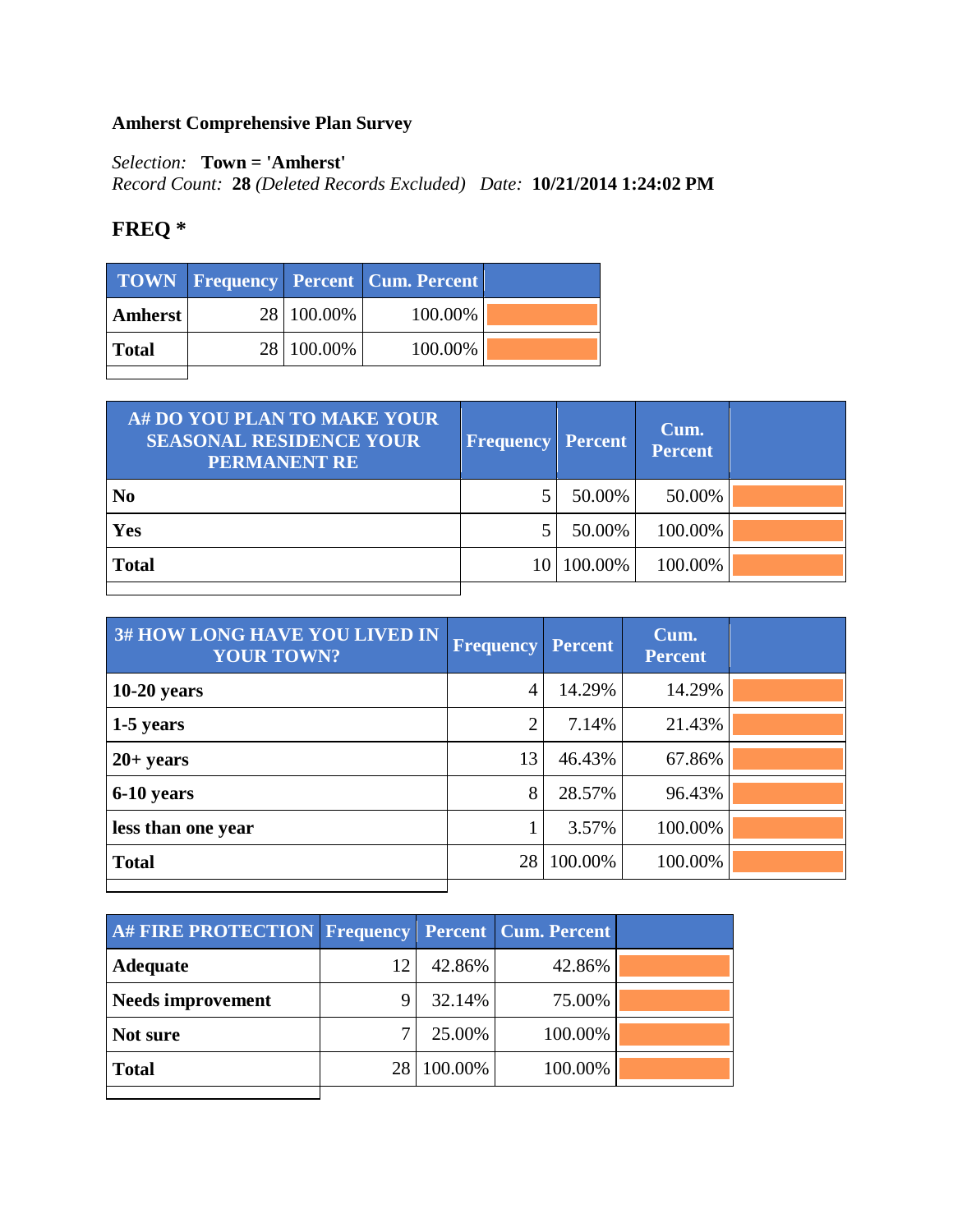**Amherst Comprehensive Plan Survey**

*Selection:* **Town = 'Amherst'**
*Record Count:* **28** *(Deleted Records Excluded)* *Date:* **10/21/2014 1:24:02 PM**

## FREQ *

| TOWN | Frequency | Percent | Cum. Percent | |
|---|---|---|---|---|
| **Amherst** | 28 | 100.00% | 100.00% | |
| **Total** | 28 | 100.00% | 100.00% | |

| A# DO YOU PLAN TO MAKE YOUR SEASONAL RESIDENCE YOUR PERMANENT RE | Frequency | Percent | Cum. Percent | |
|---|---|---|---|---|
| **No** | 5 | 50.00% | 50.00% | |
| **Yes** | 5 | 50.00% | 100.00% | |
| **Total** | 10 | 100.00% | 100.00% | |

| 3# HOW LONG HAVE YOU LIVED IN YOUR TOWN? | Frequency | Percent | Cum. Percent | |
|---|---|---|---|---|
| **10-20 years** | 4 | 14.29% | 14.29% | |
| **1-5 years** | 2 | 7.14% | 21.43% | |
| **20+ years** | 13 | 46.43% | 67.86% | |
| **6-10 years** | 8 | 28.57% | 96.43% | |
| **less than one year** | 1 | 3.57% | 100.00% | |
| **Total** | 28 | 100.00% | 100.00% | |

| A# FIRE PROTECTION | Frequency | Percent | Cum. Percent | |
|---|---|---|---|---|
| **Adequate** | 12 | 42.86% | 42.86% | |
| **Needs improvement** | 9 | 32.14% | 75.00% | |
| **Not sure** | 7 | 25.00% | 100.00% | |
| **Total** | 28 | 100.00% | 100.00% | |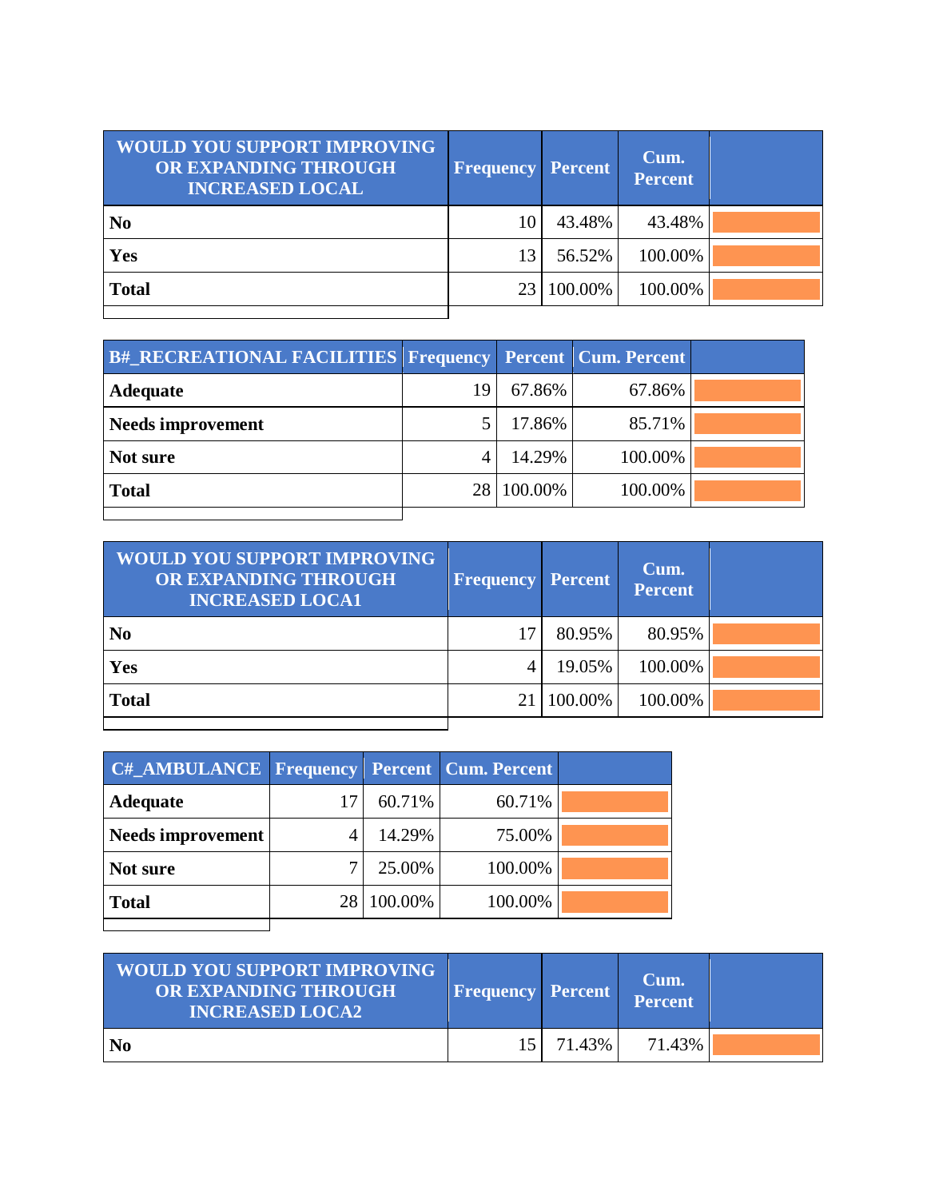| WOULD YOU SUPPORT IMPROVING OR EXPANDING THROUGH INCREASED LOCAL | Frequency | Percent | Cum. Percent | |
|---|---|---|---|---|
| **No** | 10 | 43.48% | 43.48% | |
| **Yes** | 13 | 56.52% | 100.00% | |
| **Total** | 23 | 100.00% | 100.00% | |

| B#_RECREATIONAL FACILITIES | Frequency | Percent | Cum. Percent | |
|---|---|---|---|---|
| **Adequate** | 19 | 67.86% | 67.86% | |
| **Needs improvement** | 5 | 17.86% | 85.71% | |
| **Not sure** | 4 | 14.29% | 100.00% | |
| **Total** | 28 | 100.00% | 100.00% | |

| WOULD YOU SUPPORT IMPROVING OR EXPANDING THROUGH INCREASED LOCA1 | Frequency | Percent | Cum. Percent | |
|---|---|---|---|---|
| **No** | 17 | 80.95% | 80.95% | |
| **Yes** | 4 | 19.05% | 100.00% | |
| **Total** | 21 | 100.00% | 100.00% | |

| C#_AMBULANCE | Frequency | Percent | Cum. Percent | |
|---|---|---|---|---|
| **Adequate** | 17 | 60.71% | 60.71% | |
| **Needs improvement** | 4 | 14.29% | 75.00% | |
| **Not sure** | 7 | 25.00% | 100.00% | |
| **Total** | 28 | 100.00% | 100.00% | |

| WOULD YOU SUPPORT IMPROVING OR EXPANDING THROUGH INCREASED LOCA2 | Frequency | Percent | Cum. Percent | |
|---|---|---|---|---|
| **No** | 15 | 71.43% | 71.43% | |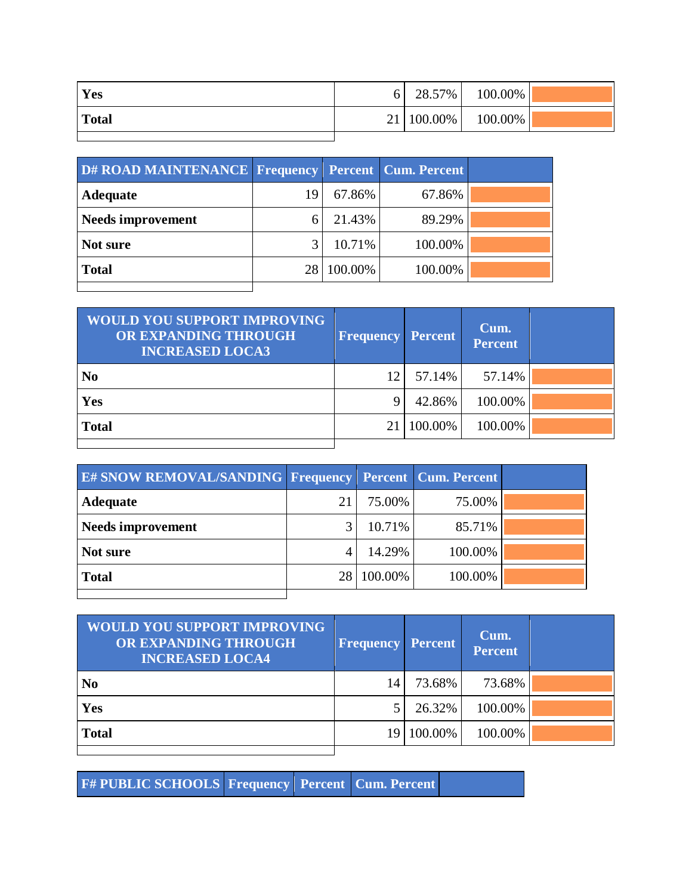| | | | | |
|---|---|---|---|---|
| **Yes** | 6 | 28.57% | 100.00% | |
| **Total** | 21 | 100.00% | 100.00% | |

| D# ROAD MAINTENANCE | Frequency | Percent | Cum. Percent | |
|---|---|---|---|---|
| **Adequate** | 19 | 67.86% | 67.86% | |
| **Needs improvement** | 6 | 21.43% | 89.29% | |
| **Not sure** | 3 | 10.71% | 100.00% | |
| **Total** | 28 | 100.00% | 100.00% | |

| WOULD YOU SUPPORT IMPROVING OR EXPANDING THROUGH INCREASED LOCA3 | Frequency | Percent | Cum. Percent | |
|---|---|---|---|---|
| **No** | 12 | 57.14% | 57.14% | |
| **Yes** | 9 | 42.86% | 100.00% | |
| **Total** | 21 | 100.00% | 100.00% | |

| E# SNOW REMOVAL/SANDING | Frequency | Percent | Cum. Percent | |
|---|---|---|---|---|
| **Adequate** | 21 | 75.00% | 75.00% | |
| **Needs improvement** | 3 | 10.71% | 85.71% | |
| **Not sure** | 4 | 14.29% | 100.00% | |
| **Total** | 28 | 100.00% | 100.00% | |

| WOULD YOU SUPPORT IMPROVING OR EXPANDING THROUGH INCREASED LOCA4 | Frequency | Percent | Cum. Percent | |
|---|---|---|---|---|
| **No** | 14 | 73.68% | 73.68% | |
| **Yes** | 5 | 26.32% | 100.00% | |
| **Total** | 19 | 100.00% | 100.00% | |

| F# PUBLIC SCHOOLS | Frequency | Percent | Cum. Percent | |
|---|---|---|---|---|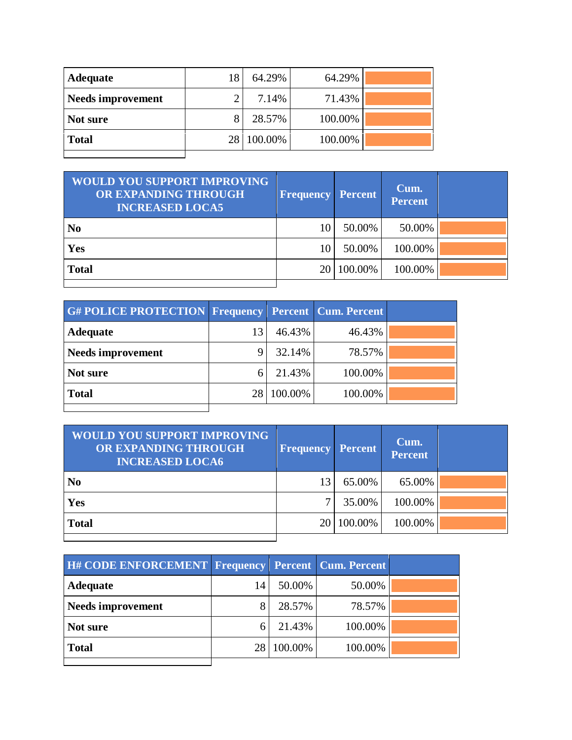| | | | | |
|---|---|---|---|---|
| **Adequate** | 18 | 64.29% | 64.29% | |
| **Needs improvement** | 2 | 7.14% | 71.43% | |
| **Not sure** | 8 | 28.57% | 100.00% | |
| **Total** | 28 | 100.00% | 100.00% | |

| WOULD YOU SUPPORT IMPROVING OR EXPANDING THROUGH INCREASED LOCA5 | Frequency | Percent | Cum. Percent | |
|---|---|---|---|---|
| **No** | 10 | 50.00% | 50.00% | |
| **Yes** | 10 | 50.00% | 100.00% | |
| **Total** | 20 | 100.00% | 100.00% | |

| G# POLICE PROTECTION | Frequency | Percent | Cum. Percent | |
|---|---|---|---|---|
| **Adequate** | 13 | 46.43% | 46.43% | |
| **Needs improvement** | 9 | 32.14% | 78.57% | |
| **Not sure** | 6 | 21.43% | 100.00% | |
| **Total** | 28 | 100.00% | 100.00% | |

| WOULD YOU SUPPORT IMPROVING OR EXPANDING THROUGH INCREASED LOCA6 | Frequency | Percent | Cum. Percent | |
|---|---|---|---|---|
| **No** | 13 | 65.00% | 65.00% | |
| **Yes** | 7 | 35.00% | 100.00% | |
| **Total** | 20 | 100.00% | 100.00% | |

| H# CODE ENFORCEMENT | Frequency | Percent | Cum. Percent | |
|---|---|---|---|---|
| **Adequate** | 14 | 50.00% | 50.00% | |
| **Needs improvement** | 8 | 28.57% | 78.57% | |
| **Not sure** | 6 | 21.43% | 100.00% | |
| **Total** | 28 | 100.00% | 100.00% | |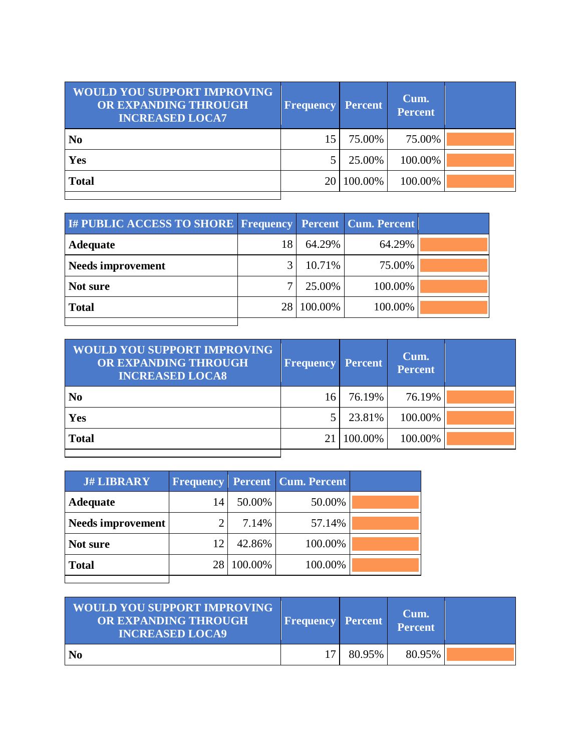| WOULD YOU SUPPORT IMPROVING OR EXPANDING THROUGH INCREASED LOCA7 | Frequency | Percent | Cum. Percent | |
|---|---|---|---|---|
| **No** | 15 | 75.00% | 75.00% | |
| **Yes** | 5 | 25.00% | 100.00% | |
| **Total** | 20 | 100.00% | 100.00% | |

| I# PUBLIC ACCESS TO SHORE | Frequency | Percent | Cum. Percent | |
|---|---|---|---|---|
| **Adequate** | 18 | 64.29% | 64.29% | |
| **Needs improvement** | 3 | 10.71% | 75.00% | |
| **Not sure** | 7 | 25.00% | 100.00% | |
| **Total** | 28 | 100.00% | 100.00% | |

| WOULD YOU SUPPORT IMPROVING OR EXPANDING THROUGH INCREASED LOCA8 | Frequency | Percent | Cum. Percent | |
|---|---|---|---|---|
| **No** | 16 | 76.19% | 76.19% | |
| **Yes** | 5 | 23.81% | 100.00% | |
| **Total** | 21 | 100.00% | 100.00% | |

| J# LIBRARY | Frequency | Percent | Cum. Percent | |
|---|---|---|---|---|
| **Adequate** | 14 | 50.00% | 50.00% | |
| **Needs improvement** | 2 | 7.14% | 57.14% | |
| **Not sure** | 12 | 42.86% | 100.00% | |
| **Total** | 28 | 100.00% | 100.00% | |

| WOULD YOU SUPPORT IMPROVING OR EXPANDING THROUGH INCREASED LOCA9 | Frequency | Percent | Cum. Percent | |
|---|---|---|---|---|
| **No** | 17 | 80.95% | 80.95% | |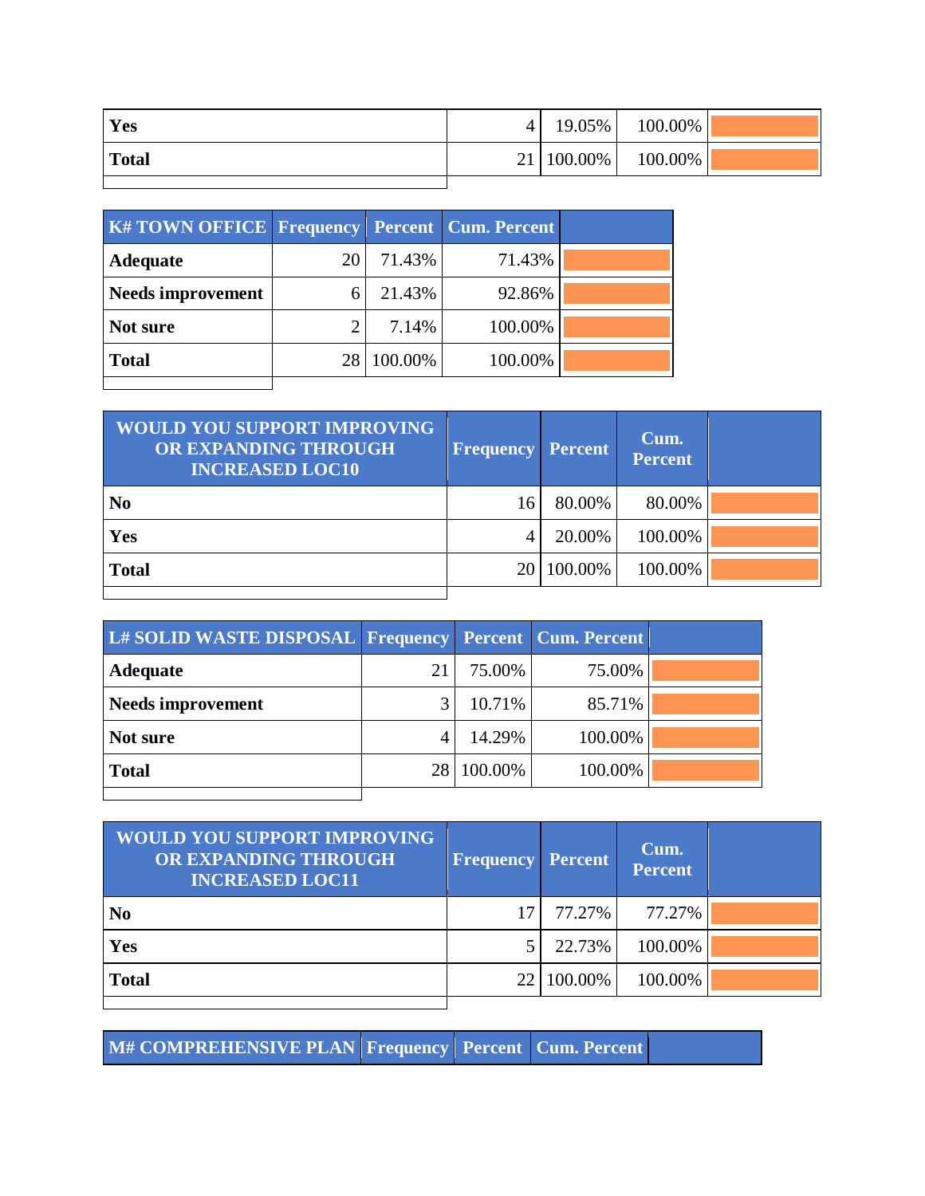| | | | | |
|---|---|---|---|---|
| **Yes** | 4 | 19.05% | 100.00% | |
| **Total** | 21 | 100.00% | 100.00% | |

| K# TOWN OFFICE | Frequency | Percent | Cum. Percent | |
|---|---|---|---|---|
| **Adequate** | 20 | 71.43% | 71.43% | |
| **Needs improvement** | 6 | 21.43% | 92.86% | |
| **Not sure** | 2 | 7.14% | 100.00% | |
| **Total** | 28 | 100.00% | 100.00% | |

| WOULD YOU SUPPORT IMPROVING OR EXPANDING THROUGH INCREASED LOC10 | Frequency | Percent | Cum. Percent | |
|---|---|---|---|---|
| **No** | 16 | 80.00% | 80.00% | |
| **Yes** | 4 | 20.00% | 100.00% | |
| **Total** | 20 | 100.00% | 100.00% | |

| L# SOLID WASTE DISPOSAL | Frequency | Percent | Cum. Percent | |
|---|---|---|---|---|
| **Adequate** | 21 | 75.00% | 75.00% | |
| **Needs improvement** | 3 | 10.71% | 85.71% | |
| **Not sure** | 4 | 14.29% | 100.00% | |
| **Total** | 28 | 100.00% | 100.00% | |

| WOULD YOU SUPPORT IMPROVING OR EXPANDING THROUGH INCREASED LOC11 | Frequency | Percent | Cum. Percent | |
|---|---|---|---|---|
| **No** | 17 | 77.27% | 77.27% | |
| **Yes** | 5 | 22.73% | 100.00% | |
| **Total** | 22 | 100.00% | 100.00% | |

| M# COMPREHENSIVE PLAN | Frequency | Percent | Cum. Percent | |
|---|---|---|---|---|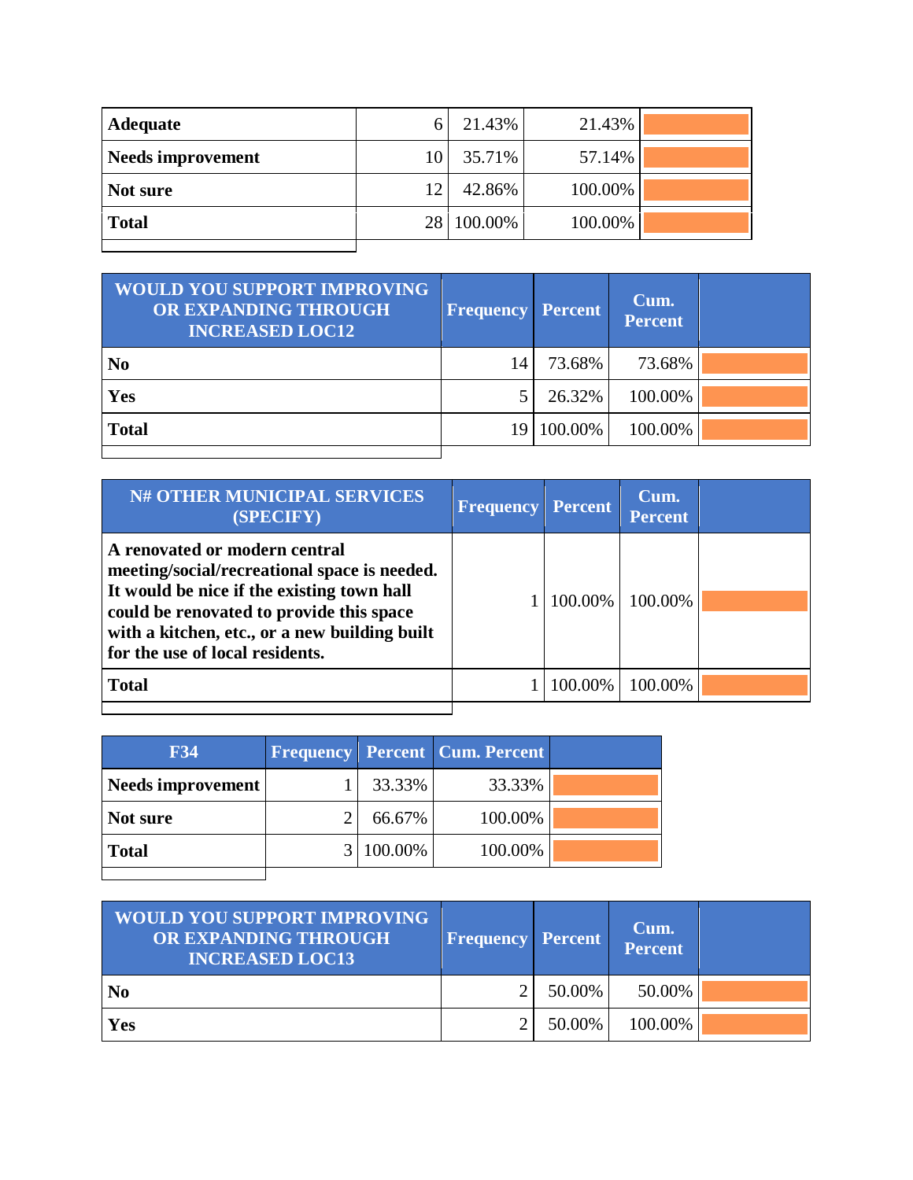| | | | | |
|---|---|---|---|---|
| **Adequate** | 6 | 21.43% | 21.43% | |
| **Needs improvement** | 10 | 35.71% | 57.14% | |
| **Not sure** | 12 | 42.86% | 100.00% | |
| **Total** | 28 | 100.00% | 100.00% | |

| WOULD YOU SUPPORT IMPROVING OR EXPANDING THROUGH INCREASED LOC12 | Frequency | Percent | Cum. Percent | |
|---|---|---|---|---|
| **No** | 14 | 73.68% | 73.68% | |
| **Yes** | 5 | 26.32% | 100.00% | |
| **Total** | 19 | 100.00% | 100.00% | |

| N# OTHER MUNICIPAL SERVICES (SPECIFY) | Frequency | Percent | Cum. Percent | |
|---|---|---|---|---|
| **A renovated or modern central meeting/social/recreational space is needed. It would be nice if the existing town hall could be renovated to provide this space with a kitchen, etc., or a new building built for the use of local residents.** | 1 | 100.00% | 100.00% | |
| **Total** | 1 | 100.00% | 100.00% | |

| F34 | Frequency | Percent | Cum. Percent | |
|---|---|---|---|---|
| **Needs improvement** | 1 | 33.33% | 33.33% | |
| **Not sure** | 2 | 66.67% | 100.00% | |
| **Total** | 3 | 100.00% | 100.00% | |

| WOULD YOU SUPPORT IMPROVING OR EXPANDING THROUGH INCREASED LOC13 | Frequency | Percent | Cum. Percent | |
|---|---|---|---|---|
| **No** | 2 | 50.00% | 50.00% | |
| **Yes** | 2 | 50.00% | 100.00% | |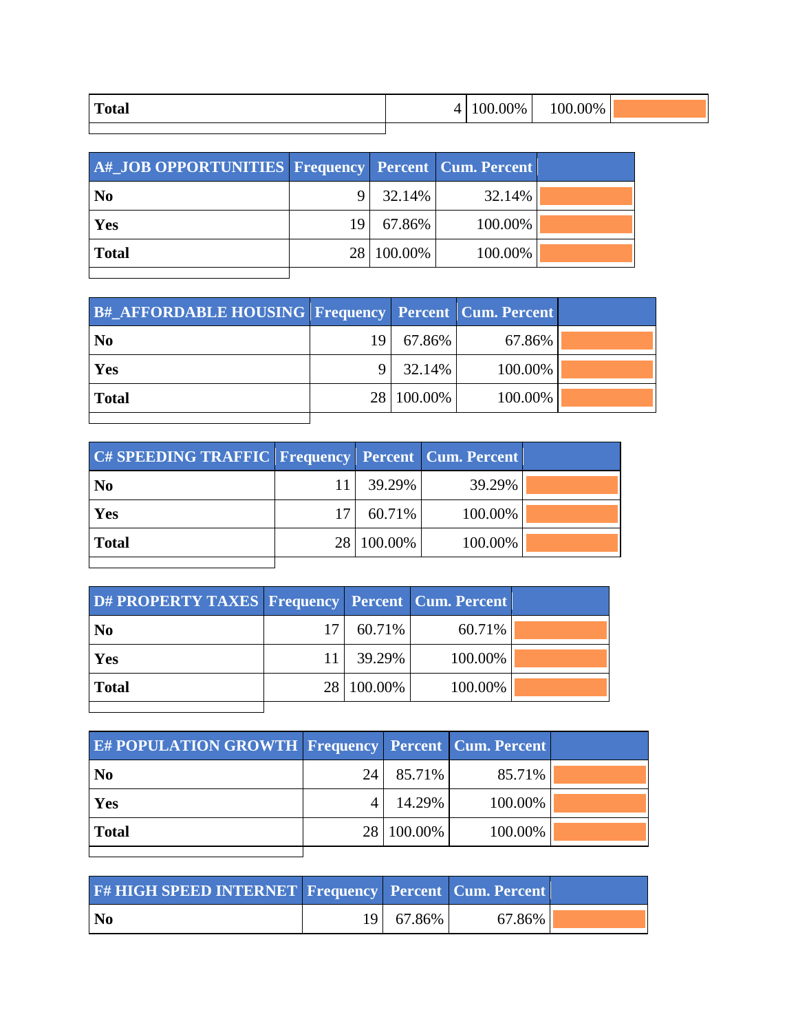| | | | | |
|---|---|---|---|---|
| **Total** | 4 | 100.00% | 100.00% | |

| A#_JOB OPPORTUNITIES | Frequency | Percent | Cum. Percent | |
|---|---|---|---|---|
| **No** | 9 | 32.14% | 32.14% | |
| **Yes** | 19 | 67.86% | 100.00% | |
| **Total** | 28 | 100.00% | 100.00% | |

| B#_AFFORDABLE HOUSING | Frequency | Percent | Cum. Percent | |
|---|---|---|---|---|
| **No** | 19 | 67.86% | 67.86% | |
| **Yes** | 9 | 32.14% | 100.00% | |
| **Total** | 28 | 100.00% | 100.00% | |

| C# SPEEDING TRAFFIC | Frequency | Percent | Cum. Percent | |
|---|---|---|---|---|
| **No** | 11 | 39.29% | 39.29% | |
| **Yes** | 17 | 60.71% | 100.00% | |
| **Total** | 28 | 100.00% | 100.00% | |

| D# PROPERTY TAXES | Frequency | Percent | Cum. Percent | |
|---|---|---|---|---|
| **No** | 17 | 60.71% | 60.71% | |
| **Yes** | 11 | 39.29% | 100.00% | |
| **Total** | 28 | 100.00% | 100.00% | |

| E# POPULATION GROWTH | Frequency | Percent | Cum. Percent | |
|---|---|---|---|---|
| **No** | 24 | 85.71% | 85.71% | |
| **Yes** | 4 | 14.29% | 100.00% | |
| **Total** | 28 | 100.00% | 100.00% | |

| F# HIGH SPEED INTERNET | Frequency | Percent | Cum. Percent | |
|---|---|---|---|---|
| **No** | 19 | 67.86% | 67.86% | |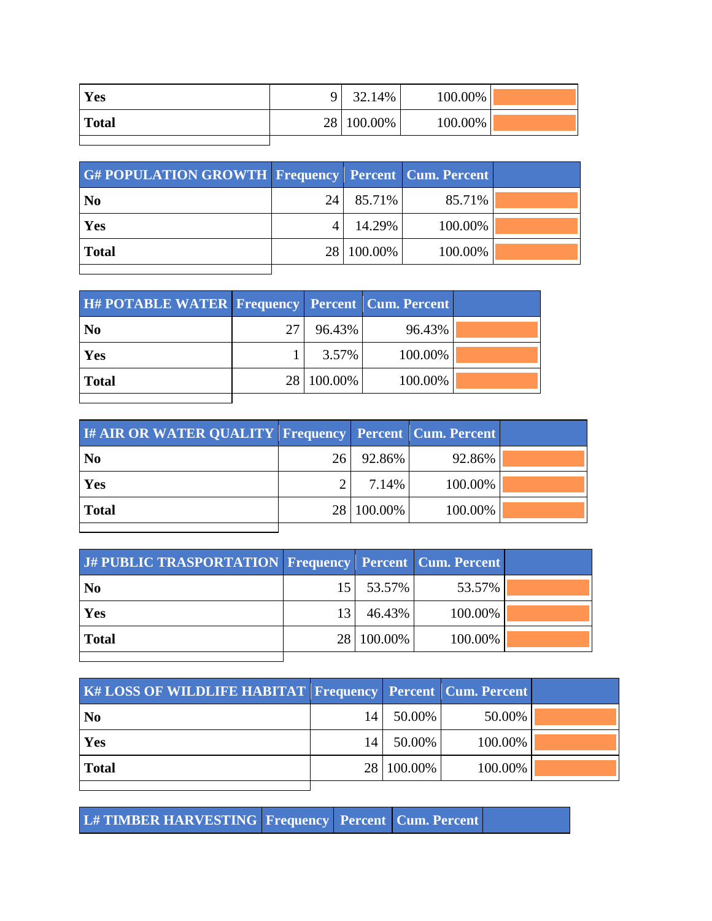| Yes | 9 | 32.14% | 100.00% | |
|---|---|---|---|---|
| Total | 28 | 100.00% | 100.00% | |

| G# POPULATION GROWTH | Frequency | Percent | Cum. Percent | |
|---|---|---|---|---|
| No | 24 | 85.71% | 85.71% | |
| Yes | 4 | 14.29% | 100.00% | |
| Total | 28 | 100.00% | 100.00% | |

| H# POTABLE WATER | Frequency | Percent | Cum. Percent | |
|---|---|---|---|---|
| No | 27 | 96.43% | 96.43% | |
| Yes | 1 | 3.57% | 100.00% | |
| Total | 28 | 100.00% | 100.00% | |

| I# AIR OR WATER QUALITY | Frequency | Percent | Cum. Percent | |
|---|---|---|---|---|
| No | 26 | 92.86% | 92.86% | |
| Yes | 2 | 7.14% | 100.00% | |
| Total | 28 | 100.00% | 100.00% | |

| J# PUBLIC TRASPORTATION | Frequency | Percent | Cum. Percent | |
|---|---|---|---|---|
| No | 15 | 53.57% | 53.57% | |
| Yes | 13 | 46.43% | 100.00% | |
| Total | 28 | 100.00% | 100.00% | |

| K# LOSS OF WILDLIFE HABITAT | Frequency | Percent | Cum. Percent | |
|---|---|---|---|---|
| No | 14 | 50.00% | 50.00% | |
| Yes | 14 | 50.00% | 100.00% | |
| Total | 28 | 100.00% | 100.00% | |

| L# TIMBER HARVESTING | Frequency | Percent | Cum. Percent | |
|---|---|---|---|---|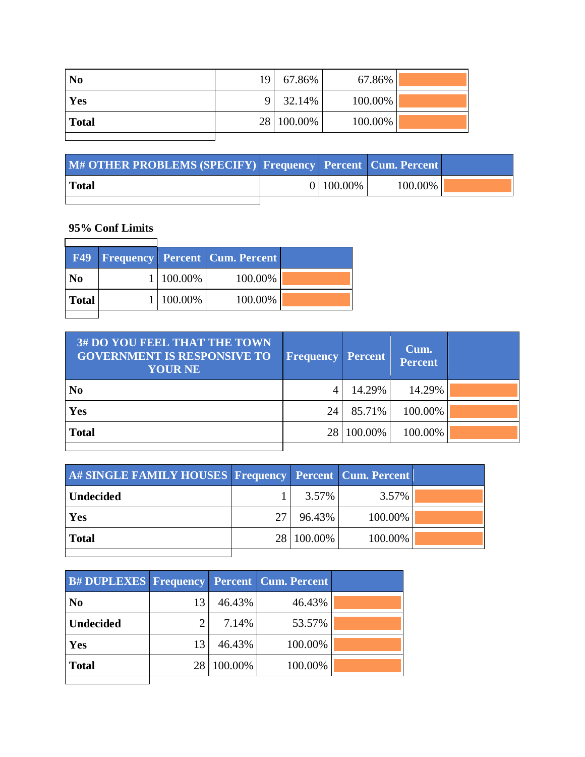| | | | | |
|---|---|---|---|---|
| **No** | 19 | 67.86% | 67.86% | |
| **Yes** | 9 | 32.14% | 100.00% | |
| **Total** | 28 | 100.00% | 100.00% | |

| M# OTHER PROBLEMS (SPECIFY) | Frequency | Percent | Cum. Percent | |
|---|---|---|---|---|
| **Total** | 0 | 100.00% | 100.00% | |

**95% Conf Limits**

| F49 | Frequency | Percent | Cum. Percent | |
|---|---|---|---|---|
| **No** | 1 | 100.00% | 100.00% | |
| **Total** | 1 | 100.00% | 100.00% | |

| 3# DO YOU FEEL THAT THE TOWN GOVERNMENT IS RESPONSIVE TO YOUR NE | Frequency | Percent | Cum. Percent | |
|---|---|---|---|---|
| **No** | 4 | 14.29% | 14.29% | |
| **Yes** | 24 | 85.71% | 100.00% | |
| **Total** | 28 | 100.00% | 100.00% | |

| A# SINGLE FAMILY HOUSES | Frequency | Percent | Cum. Percent | |
|---|---|---|---|---|
| **Undecided** | 1 | 3.57% | 3.57% | |
| **Yes** | 27 | 96.43% | 100.00% | |
| **Total** | 28 | 100.00% | 100.00% | |

| B# DUPLEXES | Frequency | Percent | Cum. Percent | |
|---|---|---|---|---|
| **No** | 13 | 46.43% | 46.43% | |
| **Undecided** | 2 | 7.14% | 53.57% | |
| **Yes** | 13 | 46.43% | 100.00% | |
| **Total** | 28 | 100.00% | 100.00% | |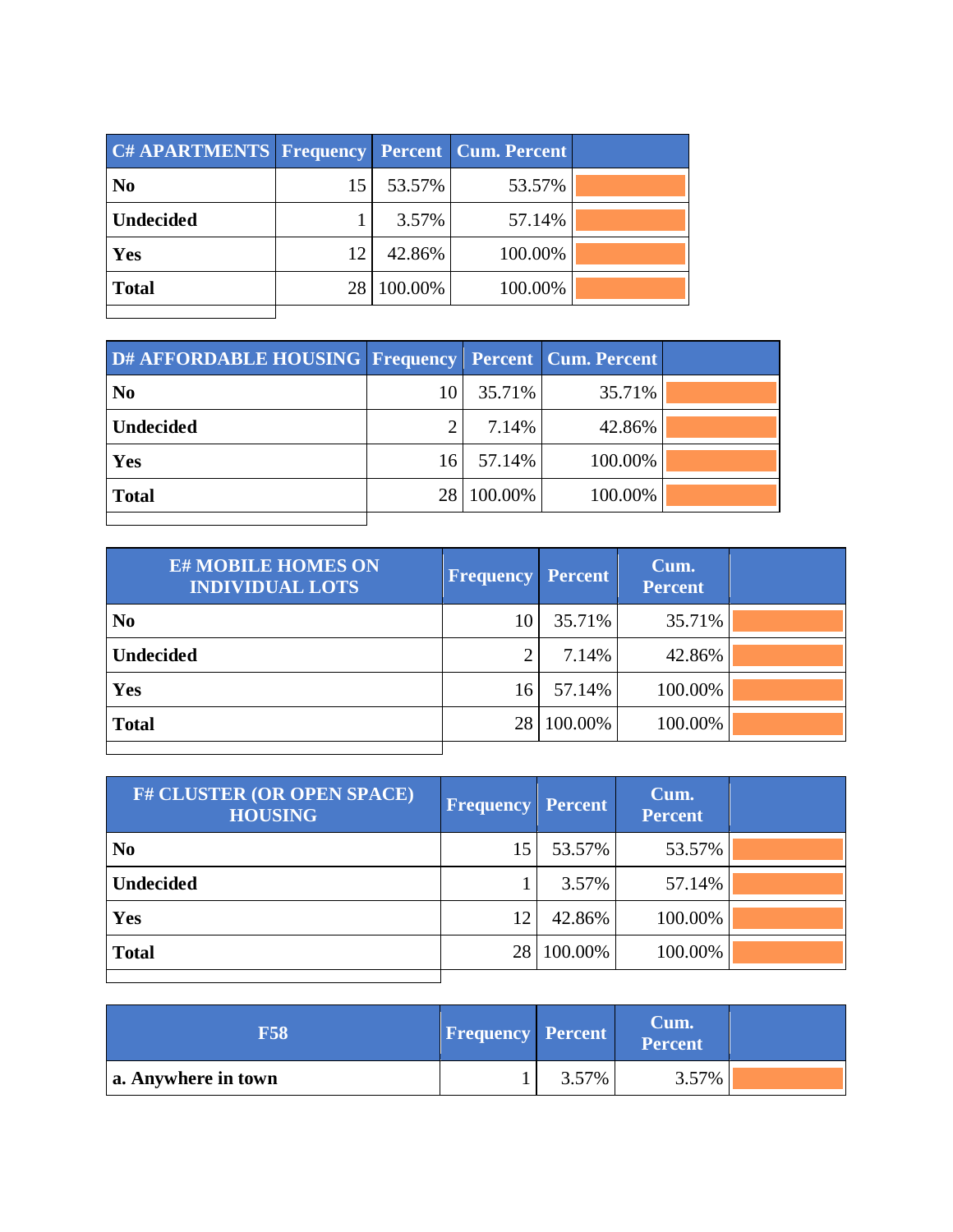| C# APARTMENTS | Frequency | Percent | Cum. Percent | |
|---|---|---|---|---|
| **No** | 15 | 53.57% | 53.57% | |
| **Undecided** | 1 | 3.57% | 57.14% | |
| **Yes** | 12 | 42.86% | 100.00% | |
| **Total** | 28 | 100.00% | 100.00% | |

| D# AFFORDABLE HOUSING | Frequency | Percent | Cum. Percent | |
|---|---|---|---|---|
| **No** | 10 | 35.71% | 35.71% | |
| **Undecided** | 2 | 7.14% | 42.86% | |
| **Yes** | 16 | 57.14% | 100.00% | |
| **Total** | 28 | 100.00% | 100.00% | |

| E# MOBILE HOMES ON INDIVIDUAL LOTS | Frequency | Percent | Cum. Percent | |
|---|---|---|---|---|
| **No** | 10 | 35.71% | 35.71% | |
| **Undecided** | 2 | 7.14% | 42.86% | |
| **Yes** | 16 | 57.14% | 100.00% | |
| **Total** | 28 | 100.00% | 100.00% | |

| F# CLUSTER (OR OPEN SPACE) HOUSING | Frequency | Percent | Cum. Percent | |
|---|---|---|---|---|
| **No** | 15 | 53.57% | 53.57% | |
| **Undecided** | 1 | 3.57% | 57.14% | |
| **Yes** | 12 | 42.86% | 100.00% | |
| **Total** | 28 | 100.00% | 100.00% | |

| F58 | Frequency | Percent | Cum. Percent | |
|---|---|---|---|---|
| **a. Anywhere in town** | 1 | 3.57% | 3.57% | |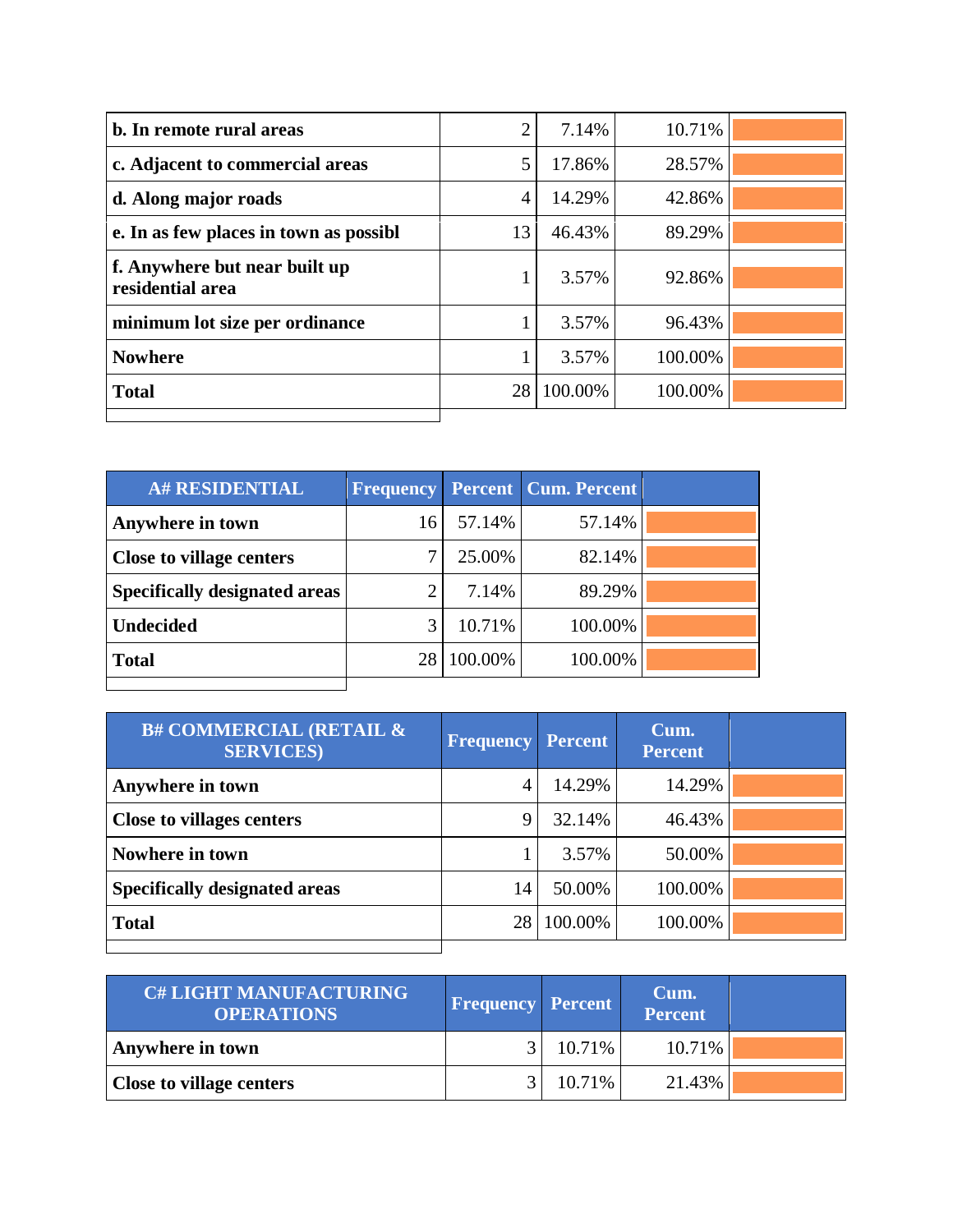| | | | | |
|---|---|---|---|---|
| **b. In remote rural areas** | 2 | 7.14% | 10.71% | |
| **c. Adjacent to commercial areas** | 5 | 17.86% | 28.57% | |
| **d. Along major roads** | 4 | 14.29% | 42.86% | |
| **e. In as few places in town as possibl** | 13 | 46.43% | 89.29% | |
| **f. Anywhere but near built up residential area** | 1 | 3.57% | 92.86% | |
| **minimum lot size per ordinance** | 1 | 3.57% | 96.43% | |
| **Nowhere** | 1 | 3.57% | 100.00% | |
| **Total** | 28 | 100.00% | 100.00% | |

| A# RESIDENTIAL | Frequency | Percent | Cum. Percent | |
|---|---|---|---|---|
| **Anywhere in town** | 16 | 57.14% | 57.14% | |
| **Close to village centers** | 7 | 25.00% | 82.14% | |
| **Specifically designated areas** | 2 | 7.14% | 89.29% | |
| **Undecided** | 3 | 10.71% | 100.00% | |
| **Total** | 28 | 100.00% | 100.00% | |

| B# COMMERCIAL (RETAIL & SERVICES) | Frequency | Percent | Cum. Percent | |
|---|---|---|---|---|
| **Anywhere in town** | 4 | 14.29% | 14.29% | |
| **Close to villages centers** | 9 | 32.14% | 46.43% | |
| **Nowhere in town** | 1 | 3.57% | 50.00% | |
| **Specifically designated areas** | 14 | 50.00% | 100.00% | |
| **Total** | 28 | 100.00% | 100.00% | |

| C# LIGHT MANUFACTURING OPERATIONS | Frequency | Percent | Cum. Percent | |
|---|---|---|---|---|
| **Anywhere in town** | 3 | 10.71% | 10.71% | |
| **Close to village centers** | 3 | 10.71% | 21.43% | |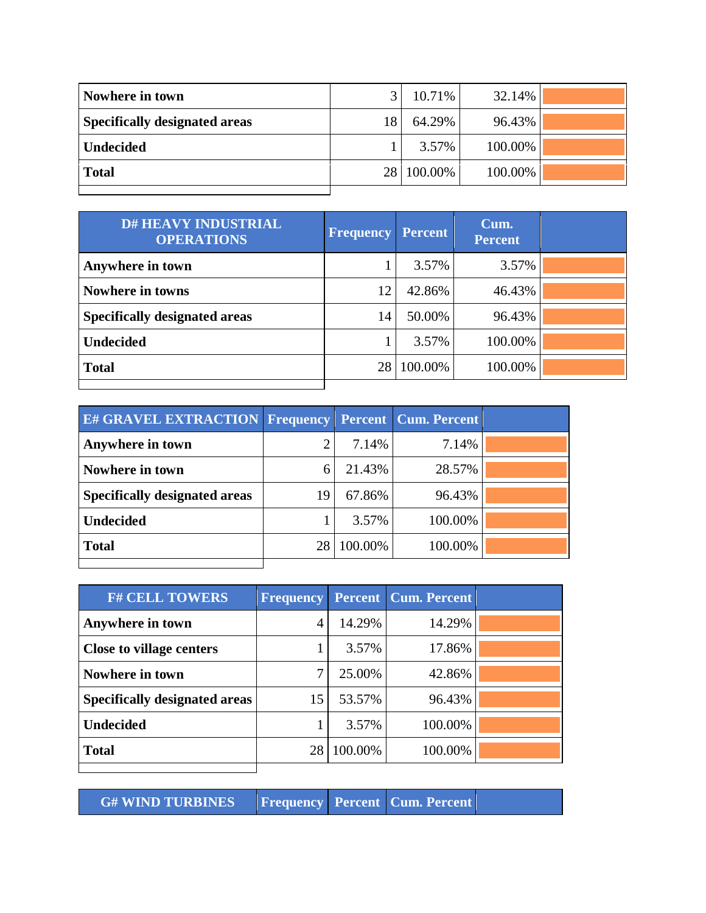| | | | | |
|---|---|---|---|---|
| **Nowhere in town** | 3 | 10.71% | 32.14% | |
| **Specifically designated areas** | 18 | 64.29% | 96.43% | |
| **Undecided** | 1 | 3.57% | 100.00% | |
| **Total** | 28 | 100.00% | 100.00% | |

| D# HEAVY INDUSTRIAL OPERATIONS | Frequency | Percent | Cum. Percent | |
|---|---|---|---|---|
| **Anywhere in town** | 1 | 3.57% | 3.57% | |
| **Nowhere in towns** | 12 | 42.86% | 46.43% | |
| **Specifically designated areas** | 14 | 50.00% | 96.43% | |
| **Undecided** | 1 | 3.57% | 100.00% | |
| **Total** | 28 | 100.00% | 100.00% | |

| E# GRAVEL EXTRACTION | Frequency | Percent | Cum. Percent | |
|---|---|---|---|---|
| **Anywhere in town** | 2 | 7.14% | 7.14% | |
| **Nowhere in town** | 6 | 21.43% | 28.57% | |
| **Specifically designated areas** | 19 | 67.86% | 96.43% | |
| **Undecided** | 1 | 3.57% | 100.00% | |
| **Total** | 28 | 100.00% | 100.00% | |

| F# CELL TOWERS | Frequency | Percent | Cum. Percent | |
|---|---|---|---|---|
| **Anywhere in town** | 4 | 14.29% | 14.29% | |
| **Close to village centers** | 1 | 3.57% | 17.86% | |
| **Nowhere in town** | 7 | 25.00% | 42.86% | |
| **Specifically designated areas** | 15 | 53.57% | 96.43% | |
| **Undecided** | 1 | 3.57% | 100.00% | |
| **Total** | 28 | 100.00% | 100.00% | |

| G# WIND TURBINES | Frequency | Percent | Cum. Percent | |
|---|---|---|---|---|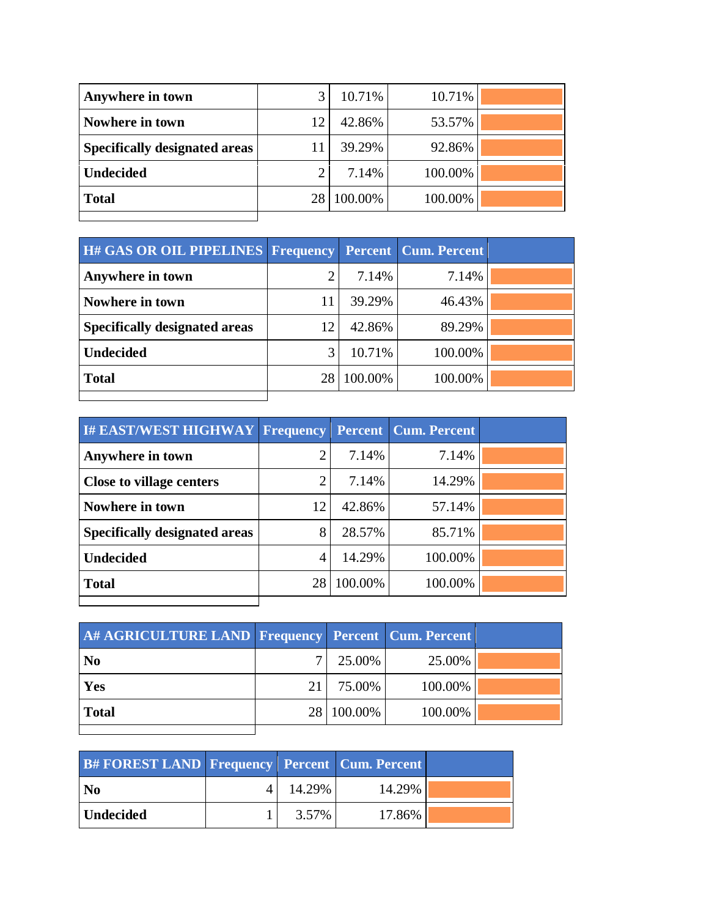| | | | | |
|---|---|---|---|---|
| **Anywhere in town** | 3 | 10.71% | 10.71% | |
| **Nowhere in town** | 12 | 42.86% | 53.57% | |
| **Specifically designated areas** | 11 | 39.29% | 92.86% | |
| **Undecided** | 2 | 7.14% | 100.00% | |
| **Total** | 28 | 100.00% | 100.00% | |

| H# GAS OR OIL PIPELINES | Frequency | Percent | Cum. Percent | |
|---|---|---|---|---|
| **Anywhere in town** | 2 | 7.14% | 7.14% | |
| **Nowhere in town** | 11 | 39.29% | 46.43% | |
| **Specifically designated areas** | 12 | 42.86% | 89.29% | |
| **Undecided** | 3 | 10.71% | 100.00% | |
| **Total** | 28 | 100.00% | 100.00% | |

| I# EAST/WEST HIGHWAY | Frequency | Percent | Cum. Percent | |
|---|---|---|---|---|
| **Anywhere in town** | 2 | 7.14% | 7.14% | |
| **Close to village centers** | 2 | 7.14% | 14.29% | |
| **Nowhere in town** | 12 | 42.86% | 57.14% | |
| **Specifically designated areas** | 8 | 28.57% | 85.71% | |
| **Undecided** | 4 | 14.29% | 100.00% | |
| **Total** | 28 | 100.00% | 100.00% | |

| A# AGRICULTURE LAND | Frequency | Percent | Cum. Percent | |
|---|---|---|---|---|
| **No** | 7 | 25.00% | 25.00% | |
| **Yes** | 21 | 75.00% | 100.00% | |
| **Total** | 28 | 100.00% | 100.00% | |

| B# FOREST LAND | Frequency | Percent | Cum. Percent | |
|---|---|---|---|---|
| **No** | 4 | 14.29% | 14.29% | |
| **Undecided** | 1 | 3.57% | 17.86% | |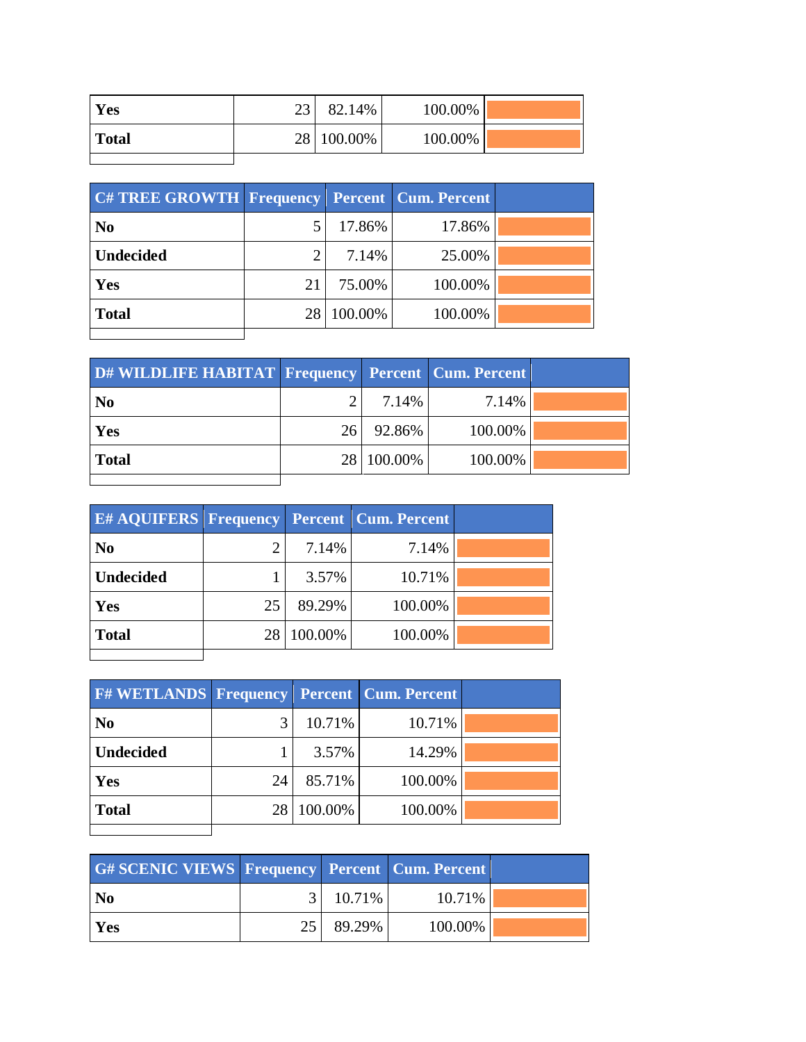| | | | | |
|---|---|---|---|---|
| **Yes** | 23 | 82.14% | 100.00% | |
| **Total** | 28 | 100.00% | 100.00% | |

| C# TREE GROWTH | Frequency | Percent | Cum. Percent | |
|---|---|---|---|---|
| **No** | 5 | 17.86% | 17.86% | |
| **Undecided** | 2 | 7.14% | 25.00% | |
| **Yes** | 21 | 75.00% | 100.00% | |
| **Total** | 28 | 100.00% | 100.00% | |

| D# WILDLIFE HABITAT | Frequency | Percent | Cum. Percent | |
|---|---|---|---|---|
| **No** | 2 | 7.14% | 7.14% | |
| **Yes** | 26 | 92.86% | 100.00% | |
| **Total** | 28 | 100.00% | 100.00% | |

| E# AQUIFERS | Frequency | Percent | Cum. Percent | |
|---|---|---|---|---|
| **No** | 2 | 7.14% | 7.14% | |
| **Undecided** | 1 | 3.57% | 10.71% | |
| **Yes** | 25 | 89.29% | 100.00% | |
| **Total** | 28 | 100.00% | 100.00% | |

| F# WETLANDS | Frequency | Percent | Cum. Percent | |
|---|---|---|---|---|
| **No** | 3 | 10.71% | 10.71% | |
| **Undecided** | 1 | 3.57% | 14.29% | |
| **Yes** | 24 | 85.71% | 100.00% | |
| **Total** | 28 | 100.00% | 100.00% | |

| G# SCENIC VIEWS | Frequency | Percent | Cum. Percent | |
|---|---|---|---|---|
| **No** | 3 | 10.71% | 10.71% | |
| **Yes** | 25 | 89.29% | 100.00% | |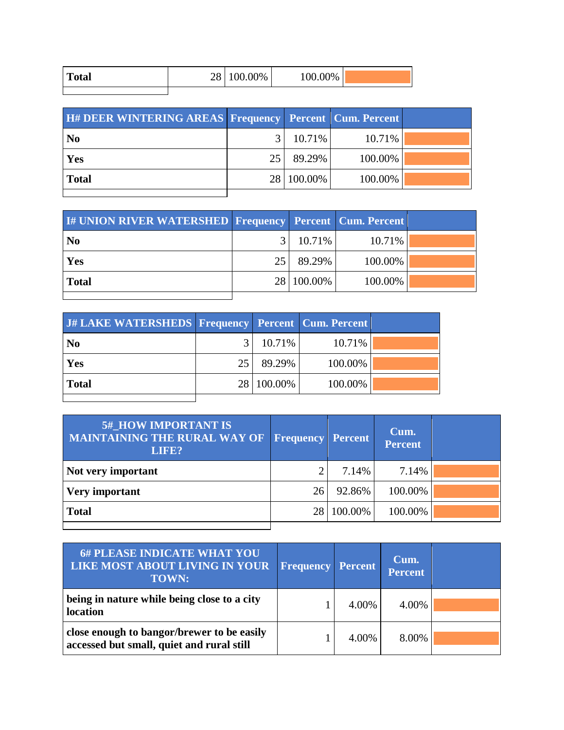| | | | | |
|---|---|---|---|---|
| **Total** | 28 | 100.00% | 100.00% | |

| H# DEER WINTERING AREAS | Frequency | Percent | Cum. Percent | |
|---|---|---|---|---|
| **No** | 3 | 10.71% | 10.71% | |
| **Yes** | 25 | 89.29% | 100.00% | |
| **Total** | 28 | 100.00% | 100.00% | |

| I# UNION RIVER WATERSHED | Frequency | Percent | Cum. Percent | |
|---|---|---|---|---|
| **No** | 3 | 10.71% | 10.71% | |
| **Yes** | 25 | 89.29% | 100.00% | |
| **Total** | 28 | 100.00% | 100.00% | |

| J# LAKE WATERSHEDS | Frequency | Percent | Cum. Percent | |
|---|---|---|---|---|
| **No** | 3 | 10.71% | 10.71% | |
| **Yes** | 25 | 89.29% | 100.00% | |
| **Total** | 28 | 100.00% | 100.00% | |

| 5#_HOW IMPORTANT IS MAINTAINING THE RURAL WAY OF LIFE? | Frequency | Percent | Cum. Percent | |
|---|---|---|---|---|
| **Not very important** | 2 | 7.14% | 7.14% | |
| **Very important** | 26 | 92.86% | 100.00% | |
| **Total** | 28 | 100.00% | 100.00% | |

| 6# PLEASE INDICATE WHAT YOU LIKE MOST ABOUT LIVING IN YOUR TOWN: | Frequency | Percent | Cum. Percent | |
|---|---|---|---|---|
| **being in nature while being close to a city location** | 1 | 4.00% | 4.00% | |
| **close enough to bangor/brewer to be easily accessed but small, quiet and rural still** | 1 | 4.00% | 8.00% | |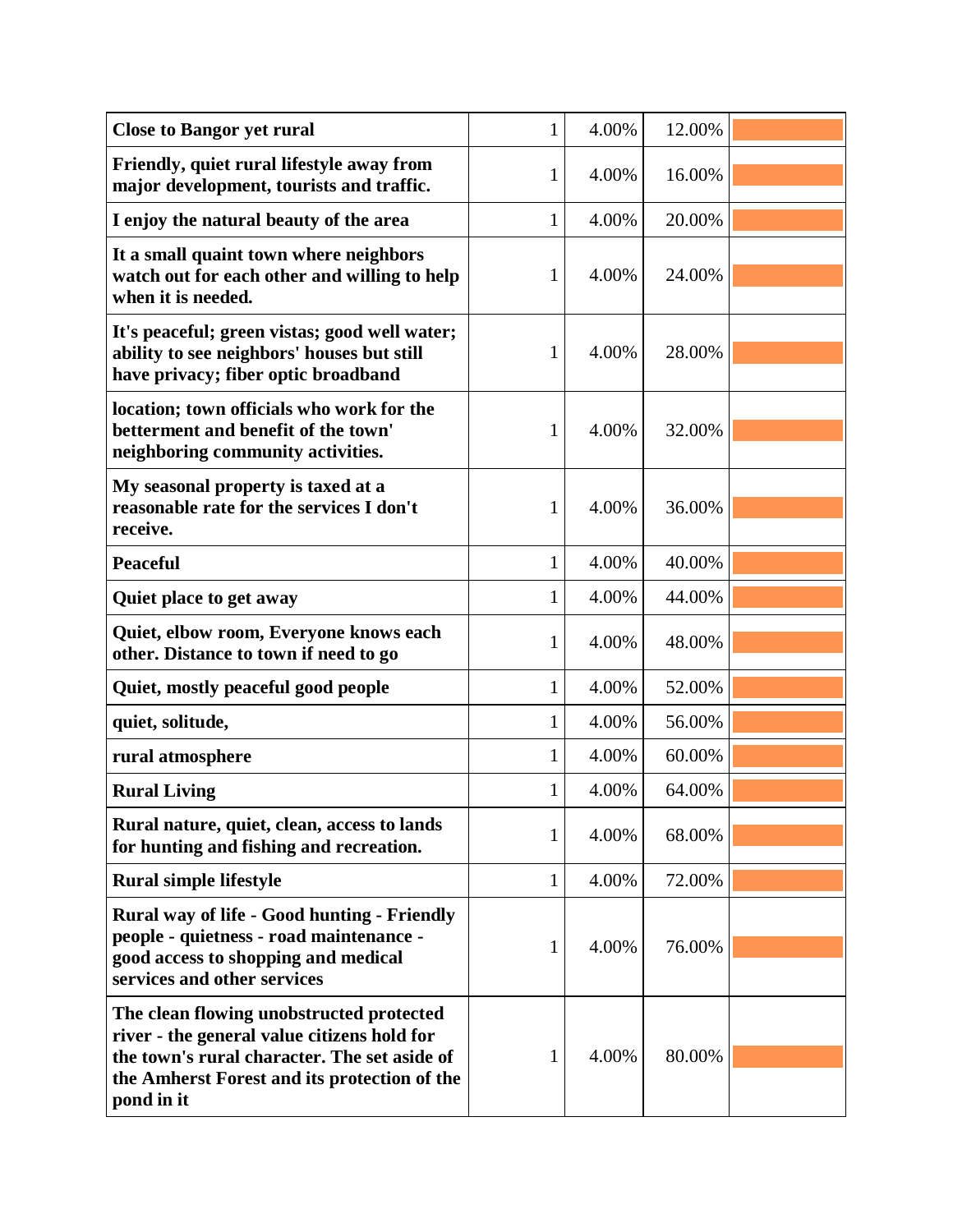| | | | | |
|---|---|---|---|---|
| **Close to Bangor yet rural** | 1 | 4.00% | 12.00% | |
| **Friendly, quiet rural lifestyle away from major development, tourists and traffic.** | 1 | 4.00% | 16.00% | |
| **I enjoy the natural beauty of the area** | 1 | 4.00% | 20.00% | |
| **It a small quaint town where neighbors watch out for each other and willing to help when it is needed.** | 1 | 4.00% | 24.00% | |
| **It's peaceful; green vistas; good well water; ability to see neighbors' houses but still have privacy; fiber optic broadband** | 1 | 4.00% | 28.00% | |
| **location; town officials who work for the betterment and benefit of the town' neighboring community activities.** | 1 | 4.00% | 32.00% | |
| **My seasonal property is taxed at a reasonable rate for the services I don't receive.** | 1 | 4.00% | 36.00% | |
| **Peaceful** | 1 | 4.00% | 40.00% | |
| **Quiet place to get away** | 1 | 4.00% | 44.00% | |
| **Quiet, elbow room, Everyone knows each other. Distance to town if need to go** | 1 | 4.00% | 48.00% | |
| **Quiet, mostly peaceful good people** | 1 | 4.00% | 52.00% | |
| **quiet, solitude,** | 1 | 4.00% | 56.00% | |
| **rural atmosphere** | 1 | 4.00% | 60.00% | |
| **Rural Living** | 1 | 4.00% | 64.00% | |
| **Rural nature, quiet, clean, access to lands for hunting and fishing and recreation.** | 1 | 4.00% | 68.00% | |
| **Rural simple lifestyle** | 1 | 4.00% | 72.00% | |
| **Rural way of life - Good hunting - Friendly people - quietness - road maintenance - good access to shopping and medical services and other services** | 1 | 4.00% | 76.00% | |
| **The clean flowing unobstructed protected river - the general value citizens hold for the town's rural character. The set aside of the Amherst Forest and its protection of the pond in it** | 1 | 4.00% | 80.00% | |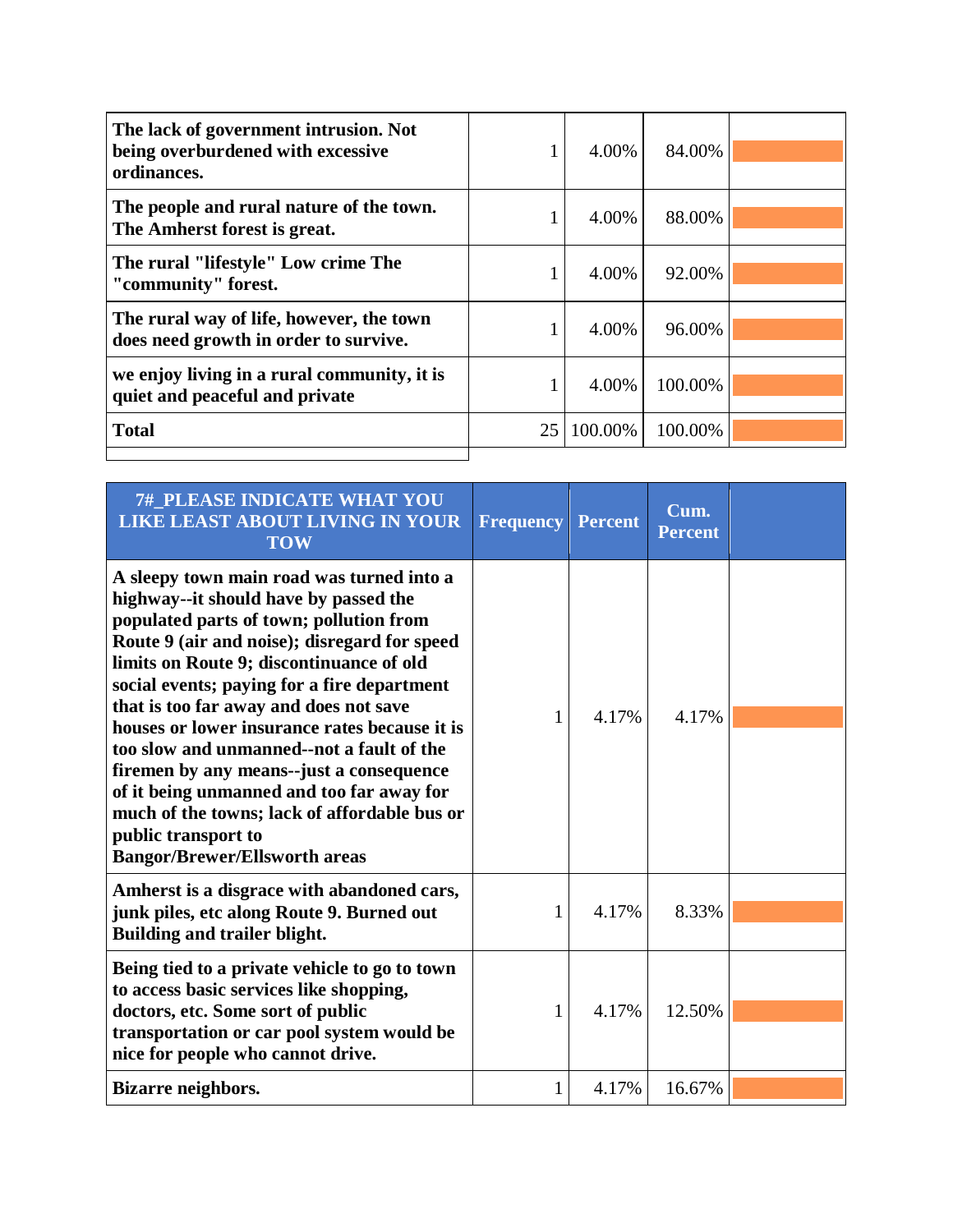| | | | | |
|---|---|---|---|---|
| The lack of government intrusion. Not being overburdened with excessive ordinances. | 1 | 4.00% | 84.00% | |
| The people and rural nature of the town. The Amherst forest is great. | 1 | 4.00% | 88.00% | |
| The rural "lifestyle" Low crime The "community" forest. | 1 | 4.00% | 92.00% | |
| The rural way of life, however, the town does need growth in order to survive. | 1 | 4.00% | 96.00% | |
| we enjoy living in a rural community, it is quiet and peaceful and private | 1 | 4.00% | 100.00% | |
| **Total** | 25 | 100.00% | 100.00% | |

| 7#_PLEASE INDICATE WHAT YOU LIKE LEAST ABOUT LIVING IN YOUR TOW | Frequency | Percent | Cum. Percent | |
|---|---|---|---|---|
| A sleepy town main road was turned into a highway--it should have by passed the populated parts of town; pollution from Route 9 (air and noise); disregard for speed limits on Route 9; discontinuance of old social events; paying for a fire department that is too far away and does not save houses or lower insurance rates because it is too slow and unmanned--not a fault of the firemen by any means--just a consequence of it being unmanned and too far away for much of the towns; lack of affordable bus or public transport to Bangor/Brewer/Ellsworth areas | 1 | 4.17% | 4.17% | |
| Amherst is a disgrace with abandoned cars, junk piles, etc along Route 9. Burned out Building and trailer blight. | 1 | 4.17% | 8.33% | |
| Being tied to a private vehicle to go to town to access basic services like shopping, doctors, etc. Some sort of public transportation or car pool system would be nice for people who cannot drive. | 1 | 4.17% | 12.50% | |
| Bizarre neighbors. | 1 | 4.17% | 16.67% | |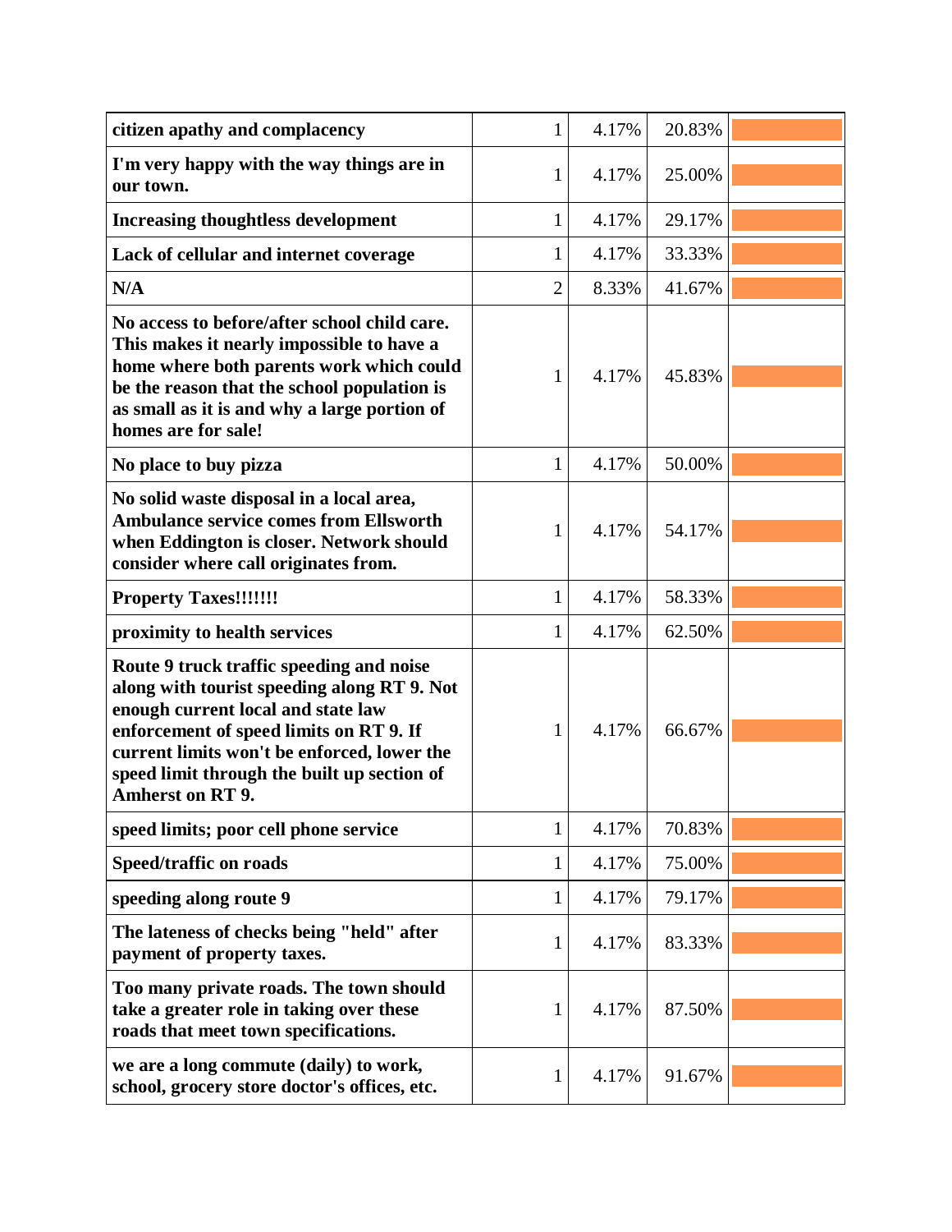| | | | | |
|---|---|---|---|---|
| **citizen apathy and complacency** | 1 | 4.17% | 20.83% | |
| **I'm very happy with the way things are in our town.** | 1 | 4.17% | 25.00% | |
| **Increasing thoughtless development** | 1 | 4.17% | 29.17% | |
| **Lack of cellular and internet coverage** | 1 | 4.17% | 33.33% | |
| **N/A** | 2 | 8.33% | 41.67% | |
| **No access to before/after school child care. This makes it nearly impossible to have a home where both parents work which could be the reason that the school population is as small as it is and why a large portion of homes are for sale!** | 1 | 4.17% | 45.83% | |
| **No place to buy pizza** | 1 | 4.17% | 50.00% | |
| **No solid waste disposal in a local area, Ambulance service comes from Ellsworth when Eddington is closer. Network should consider where call originates from.** | 1 | 4.17% | 54.17% | |
| **Property Taxes!!!!!!!** | 1 | 4.17% | 58.33% | |
| **proximity to health services** | 1 | 4.17% | 62.50% | |
| **Route 9 truck traffic speeding and noise along with tourist speeding along RT 9. Not enough current local and state law enforcement of speed limits on RT 9. If current limits won't be enforced, lower the speed limit through the built up section of Amherst on RT 9.** | 1 | 4.17% | 66.67% | |
| **speed limits; poor cell phone service** | 1 | 4.17% | 70.83% | |
| **Speed/traffic on roads** | 1 | 4.17% | 75.00% | |
| **speeding along route 9** | 1 | 4.17% | 79.17% | |
| **The lateness of checks being "held" after payment of property taxes.** | 1 | 4.17% | 83.33% | |
| **Too many private roads. The town should take a greater role in taking over these roads that meet town specifications.** | 1 | 4.17% | 87.50% | |
| **we are a long commute (daily) to work, school, grocery store doctor's offices, etc.** | 1 | 4.17% | 91.67% | |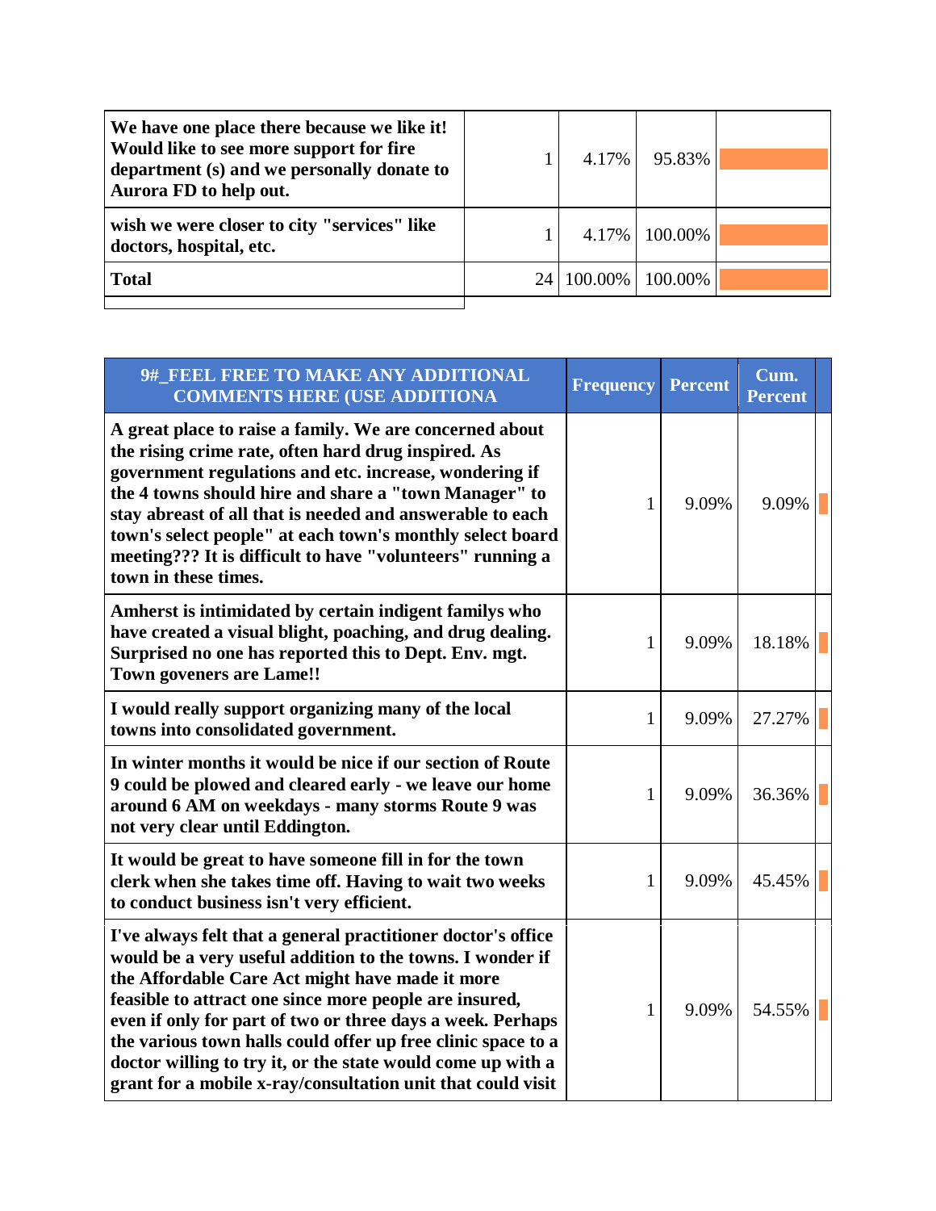| | | | | |
|---|---|---|---|---|
| We have one place there because we like it! Would like to see more support for fire department (s) and we personally donate to Aurora FD to help out. | 1 | 4.17% | 95.83% | |
| wish we were closer to city "services" like doctors, hospital, etc. | 1 | 4.17% | 100.00% | |
| Total | 24 | 100.00% | 100.00% | |

| 9#_FEEL FREE TO MAKE ANY ADDITIONAL COMMENTS HERE (USE ADDITIONA | Frequency | Percent | Cum. Percent | |
|---|---|---|---|---|
| A great place to raise a family. We are concerned about the rising crime rate, often hard drug inspired. As government regulations and etc. increase, wondering if the 4 towns should hire and share a "town Manager" to stay abreast of all that is needed and answerable to each town's select people" at each town's monthly select board meeting??? It is difficult to have "volunteers" running a town in these times. | 1 | 9.09% | 9.09% | |
| Amherst is intimidated by certain indigent familys who have created a visual blight, poaching, and drug dealing. Surprised no one has reported this to Dept. Env. mgt. Town goveners are Lame!! | 1 | 9.09% | 18.18% | |
| I would really support organizing many of the local towns into consolidated government. | 1 | 9.09% | 27.27% | |
| In winter months it would be nice if our section of Route 9 could be plowed and cleared early - we leave our home around 6 AM on weekdays - many storms Route 9 was not very clear until Eddington. | 1 | 9.09% | 36.36% | |
| It would be great to have someone fill in for the town clerk when she takes time off. Having to wait two weeks to conduct business isn't very efficient. | 1 | 9.09% | 45.45% | |
| I've always felt that a general practitioner doctor's office would be a very useful addition to the towns. I wonder if the Affordable Care Act might have made it more feasible to attract one since more people are insured, even if only for part of two or three days a week. Perhaps the various town halls could offer up free clinic space to a doctor willing to try it, or the state would come up with a grant for a mobile x-ray/consultation unit that could visit | 1 | 9.09% | 54.55% | |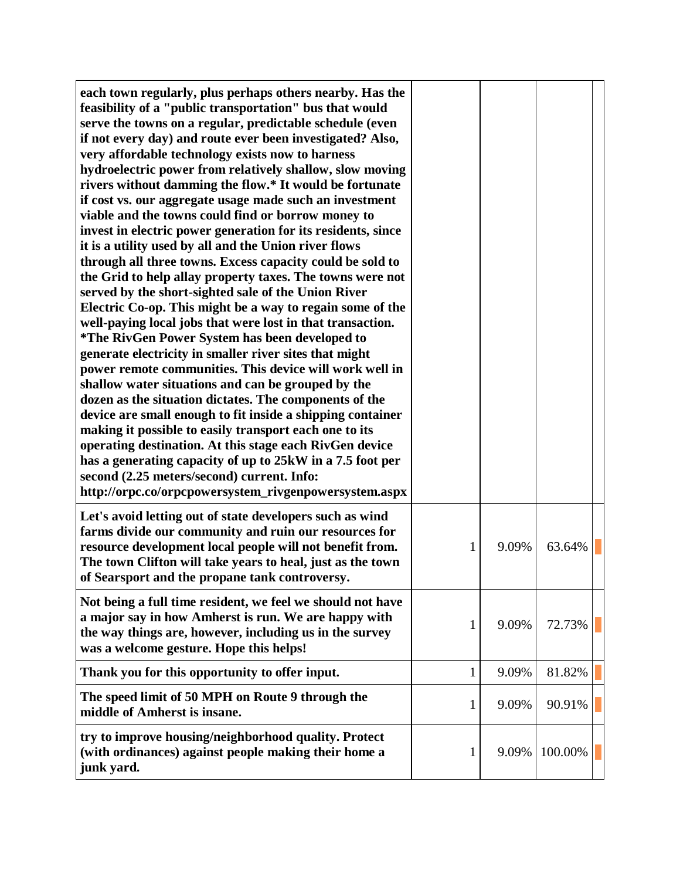| | | | | |
|---|---|---|---|---|
| **each town regularly, plus perhaps others nearby. Has the feasibility of a "public transportation" bus that would serve the towns on a regular, predictable schedule (even if not every day) and route ever been investigated? Also, very affordable technology exists now to harness hydroelectric power from relatively shallow, slow moving rivers without damming the flow.* It would be fortunate if cost vs. our aggregate usage made such an investment viable and the towns could find or borrow money to invest in electric power generation for its residents, since it is a utility used by all and the Union river flows through all three towns. Excess capacity could be sold to the Grid to help allay property taxes. The towns were not served by the short-sighted sale of the Union River Electric Co-op. This might be a way to regain some of the well-paying local jobs that were lost in that transaction. *The RivGen Power System has been developed to generate electricity in smaller river sites that might power remote communities. This device will work well in shallow water situations and can be grouped by the dozen as the situation dictates. The components of the device are small enough to fit inside a shipping container making it possible to easily transport each one to its operating destination. At this stage each RivGen device has a generating capacity of up to 25kW in a 7.5 foot per second (2.25 meters/second) current. Info: http://orpc.co/orpcpowersystem_rivgenpowersystem.aspx** | | | | |
| **Let's avoid letting out of state developers such as wind farms divide our community and ruin our resources for resource development local people will not benefit from. The town Clifton will take years to heal, just as the town of Searsport and the propane tank controversy.** | 1 | 9.09% | 63.64% | |
| **Not being a full time resident, we feel we should not have a major say in how Amherst is run. We are happy with the way things are, however, including us in the survey was a welcome gesture. Hope this helps!** | 1 | 9.09% | 72.73% | |
| **Thank you for this opportunity to offer input.** | 1 | 9.09% | 81.82% | |
| **The speed limit of 50 MPH on Route 9 through the middle of Amherst is insane.** | 1 | 9.09% | 90.91% | |
| **try to improve housing/neighborhood quality. Protect (with ordinances) against people making their home a junk yard.** | 1 | 9.09% | 100.00% | |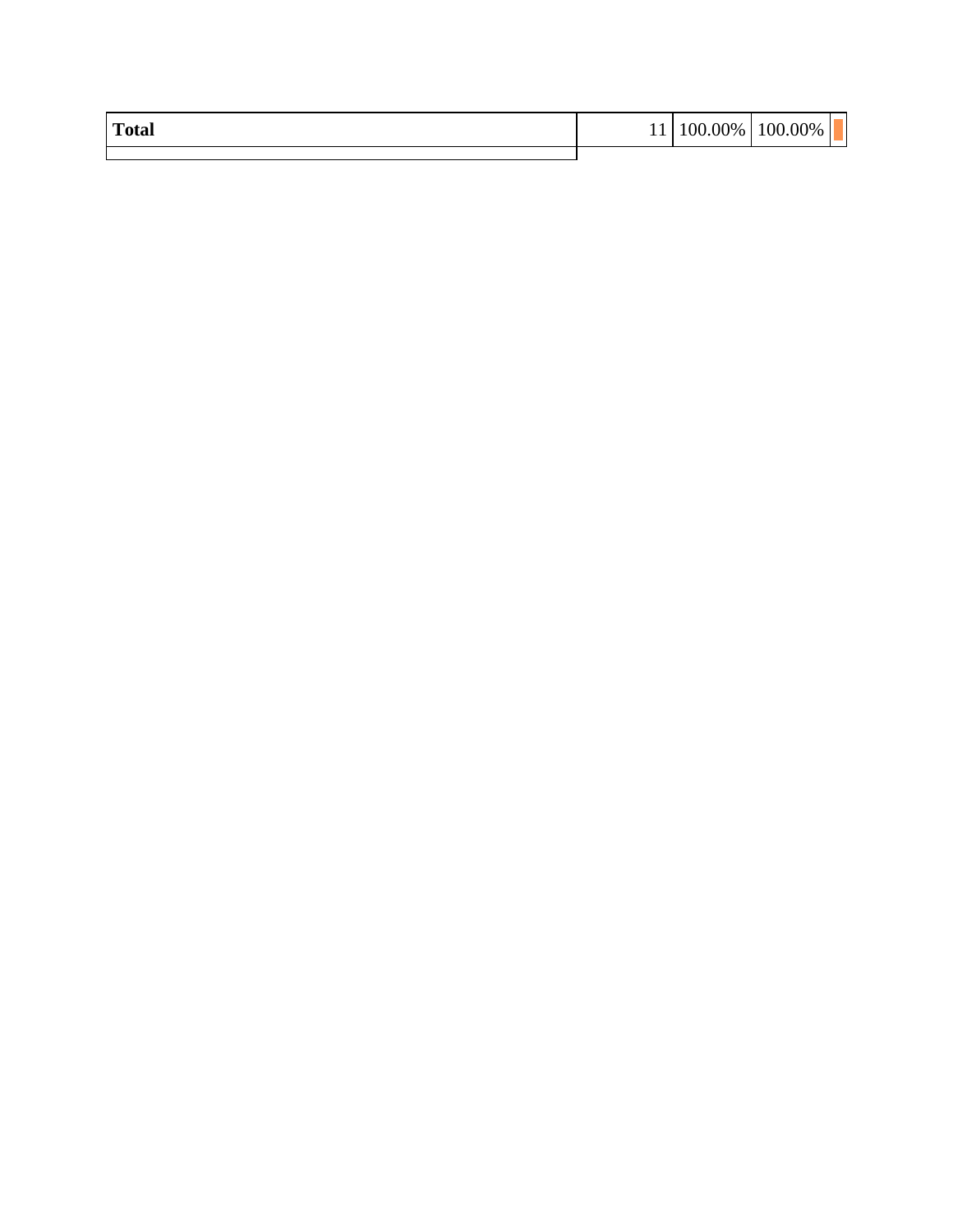| | | | | |
|---|---|---|---|---|
| **Total** | 11 | 100.00% | 100.00% | |
| | | | | |